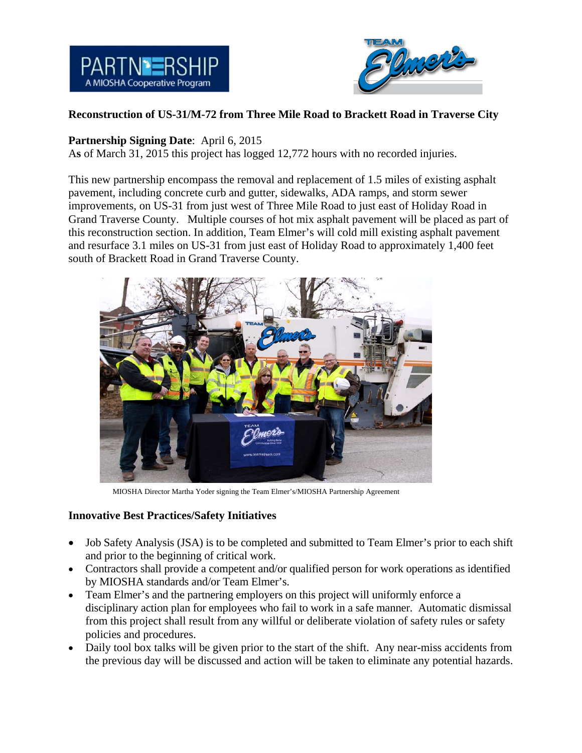**Reconstruction of US-31/M-72 from Three Mile Road to Brackett Road in Traverse City**

**Partnership Signing Date**: April 6, 2015
As of March 31, 2015 this project has logged 12,772 hours with no recorded injuries.

This new partnership encompass the removal and replacement of 1.5 miles of existing asphalt pavement, including concrete curb and gutter, sidewalks, ADA ramps, and storm sewer improvements, on US-31 from just west of Three Mile Road to just east of Holiday Road in Grand Traverse County. Multiple courses of hot mix asphalt pavement will be placed as part of this reconstruction section. In addition, Team Elmer's will cold mill existing asphalt pavement and resurface 3.1 miles on US-31 from just east of Holiday Road to approximately 1,400 feet south of Brackett Road in Grand Traverse County.

MIOSHA Director Martha Yoder signing the Team Elmer's/MIOSHA Partnership Agreement

**Innovative Best Practices/Safety Initiatives**

- Job Safety Analysis (JSA) is to be completed and submitted to Team Elmer's prior to each shift and prior to the beginning of critical work.
- Contractors shall provide a competent and/or qualified person for work operations as identified by MIOSHA standards and/or Team Elmer's.
- Team Elmer's and the partnering employers on this project will uniformly enforce a disciplinary action plan for employees who fail to work in a safe manner. Automatic dismissal from this project shall result from any willful or deliberate violation of safety rules or safety policies and procedures.
- Daily tool box talks will be given prior to the start of the shift. Any near-miss accidents from the previous day will be discussed and action will be taken to eliminate any potential hazards.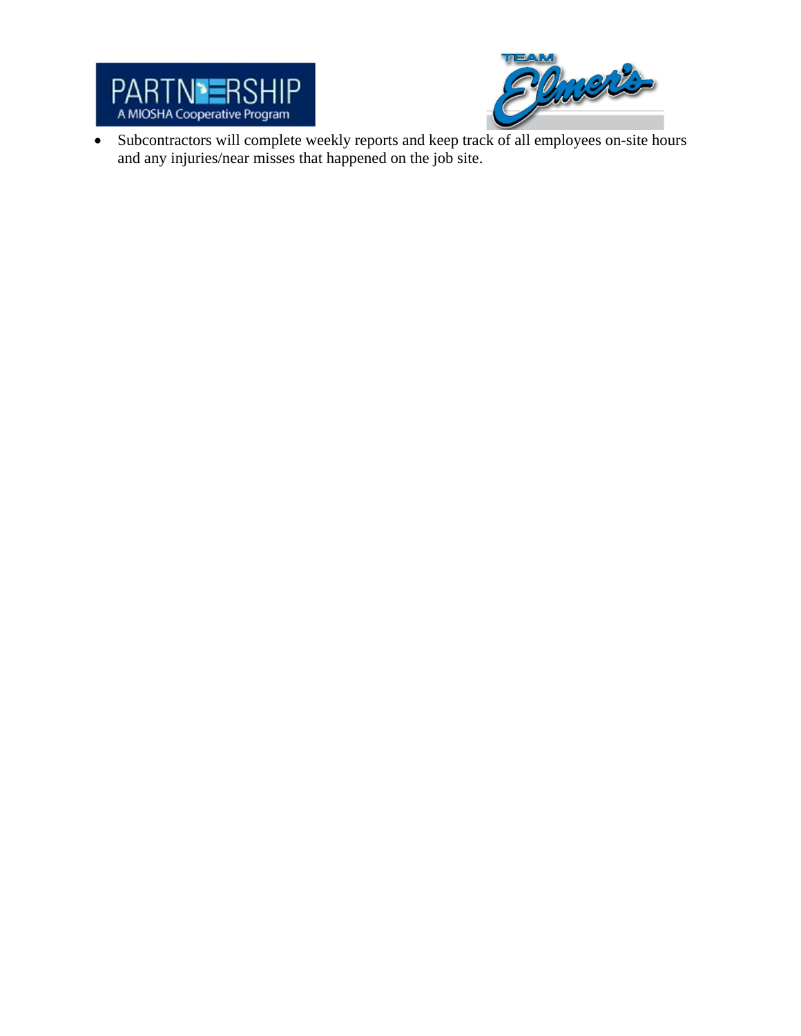- Subcontractors will complete weekly reports and keep track of all employees on-site hours and any injuries/near misses that happened on the job site.